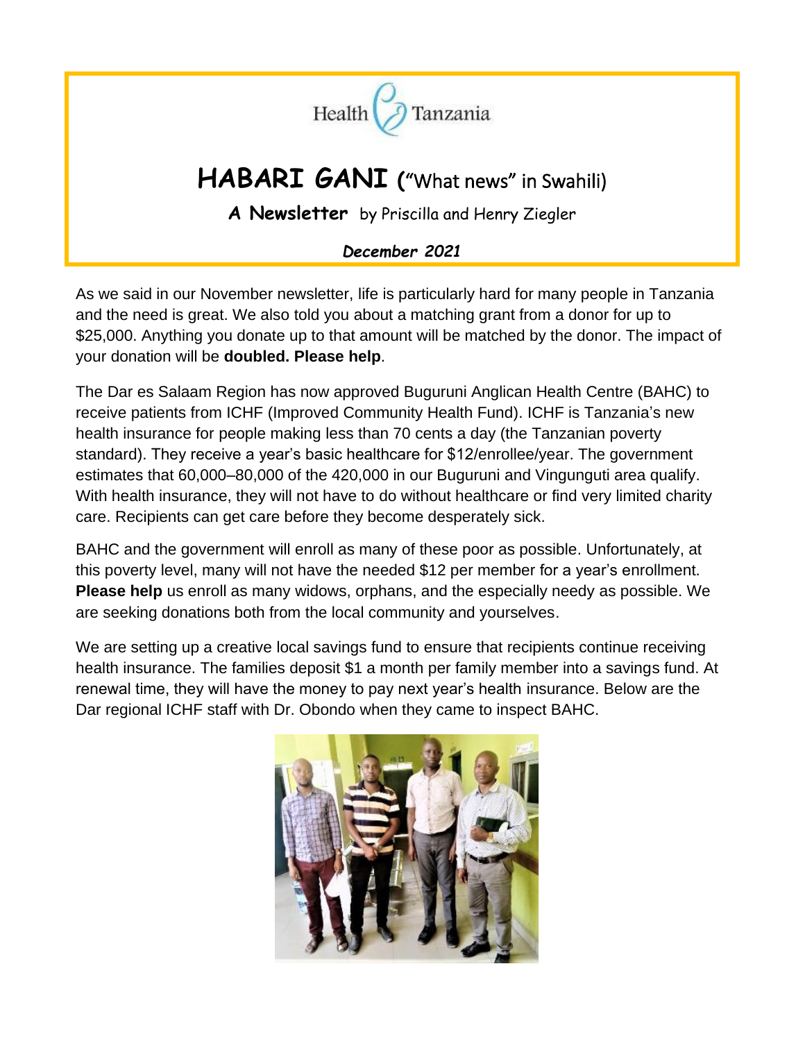Health Tanzania

# HABARI GANI ("What news" in Swahili)

**A Newsletter** by Priscilla and Henry Ziegler

***December 2021***

As we said in our November newsletter, life is particularly hard for many people in Tanzania and the need is great. We also told you about a matching grant from a donor for up to $25,000. Anything you donate up to that amount will be matched by the donor. The impact of your donation will be **doubled. Please help**.

The Dar es Salaam Region has now approved Buguruni Anglican Health Centre (BAHC) to receive patients from ICHF (Improved Community Health Fund). ICHF is Tanzania's new health insurance for people making less than 70 cents a day (the Tanzanian poverty standard). They receive a year's basic healthcare for $12/enrollee/year. The government estimates that 60,000–80,000 of the 420,000 in our Buguruni and Vingunguti area qualify. With health insurance, they will not have to do without healthcare or find very limited charity care. Recipients can get care before they become desperately sick.

BAHC and the government will enroll as many of these poor as possible. Unfortunately, at this poverty level, many will not have the needed $12 per member for a year's enrollment. **Please help** us enroll as many widows, orphans, and the especially needy as possible. We are seeking donations both from the local community and yourselves.

We are setting up a creative local savings fund to ensure that recipients continue receiving health insurance. The families deposit $1 a month per family member into a savings fund. At renewal time, they will have the money to pay next year's health insurance. Below are the Dar regional ICHF staff with Dr. Obondo when they came to inspect BAHC.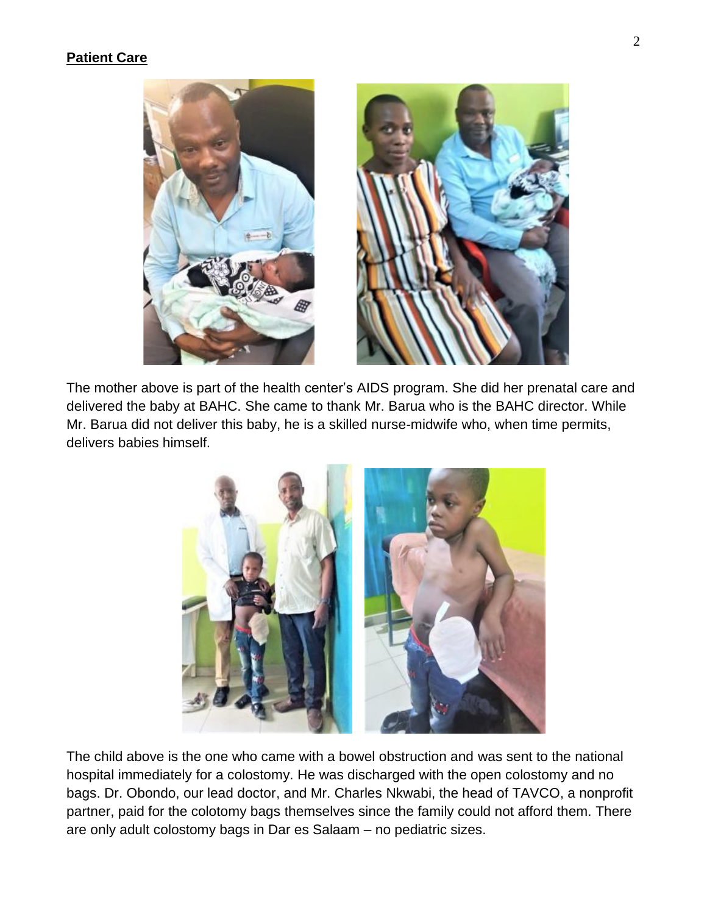**Patient Care**

The mother above is part of the health center's AIDS program. She did her prenatal care and delivered the baby at BAHC. She came to thank Mr. Barua who is the BAHC director. While Mr. Barua did not deliver this baby, he is a skilled nurse-midwife who, when time permits, delivers babies himself.

The child above is the one who came with a bowel obstruction and was sent to the national hospital immediately for a colostomy. He was discharged with the open colostomy and no bags. Dr. Obondo, our lead doctor, and Mr. Charles Nkwabi, the head of TAVCO, a nonprofit partner, paid for the colotomy bags themselves since the family could not afford them. There are only adult colostomy bags in Dar es Salaam – no pediatric sizes.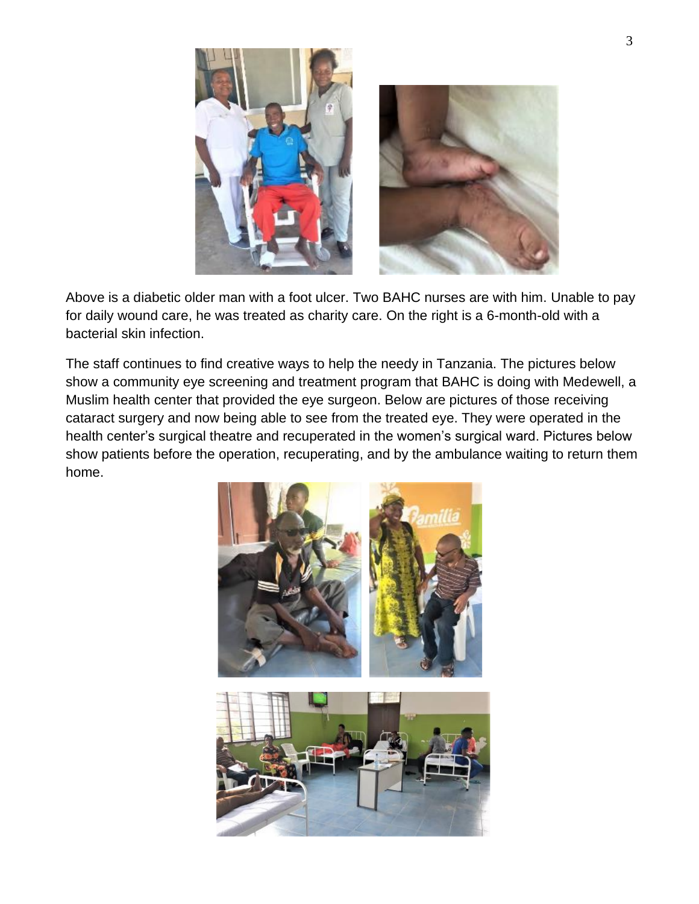Above is a diabetic older man with a foot ulcer. Two BAHC nurses are with him. Unable to pay for daily wound care, he was treated as charity care. On the right is a 6-month-old with a bacterial skin infection.

The staff continues to find creative ways to help the needy in Tanzania. The pictures below show a community eye screening and treatment program that BAHC is doing with Medewell, a Muslim health center that provided the eye surgeon. Below are pictures of those receiving cataract surgery and now being able to see from the treated eye. They were operated in the health center's surgical theatre and recuperated in the women's surgical ward. Pictures below show patients before the operation, recuperating, and by the ambulance waiting to return them home.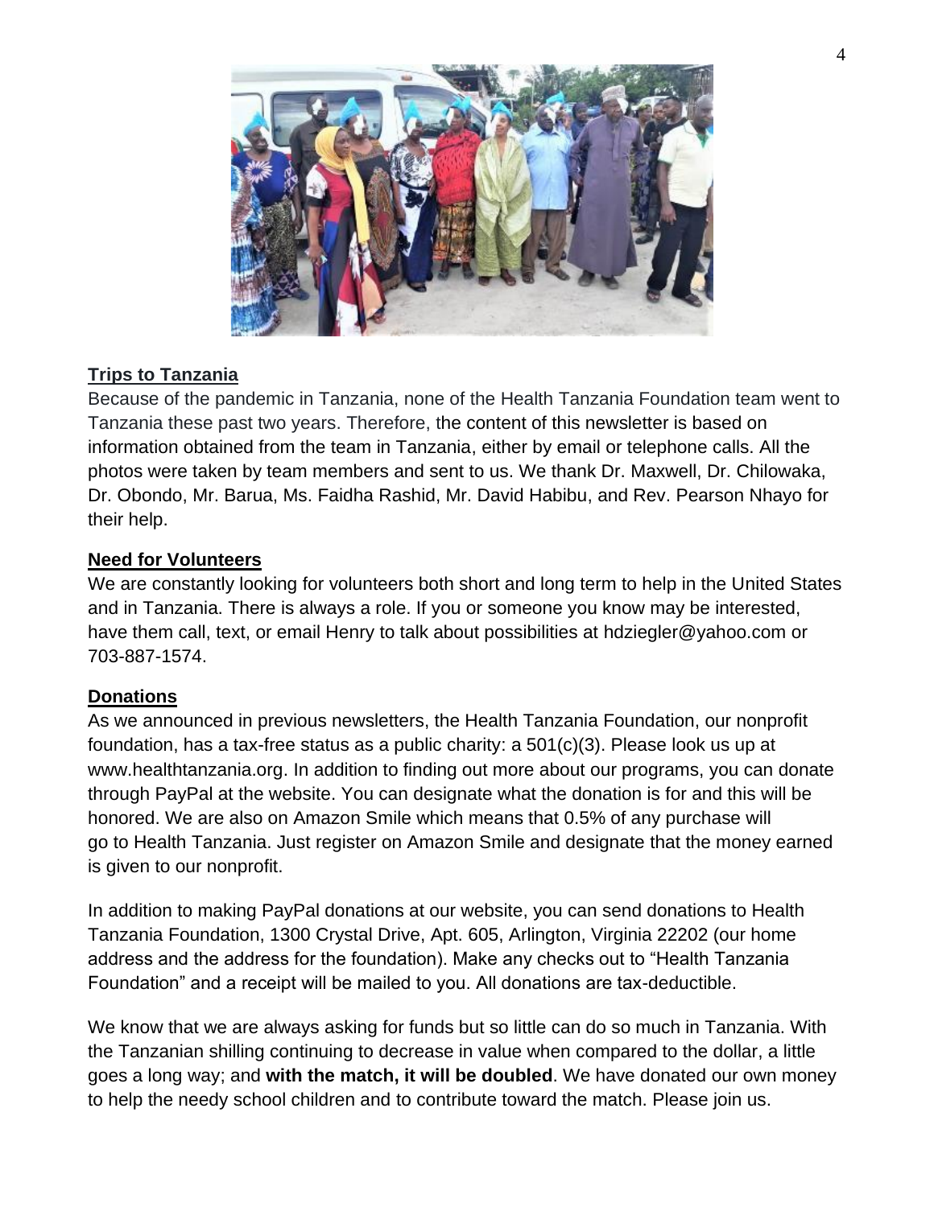## Trips to Tanzania

Because of the pandemic in Tanzania, none of the Health Tanzania Foundation team went to Tanzania these past two years. Therefore, the content of this newsletter is based on information obtained from the team in Tanzania, either by email or telephone calls. All the photos were taken by team members and sent to us. We thank Dr. Maxwell, Dr. Chilowaka, Dr. Obondo, Mr. Barua, Ms. Faidha Rashid, Mr. David Habibu, and Rev. Pearson Nhayo for their help.

## Need for Volunteers

We are constantly looking for volunteers both short and long term to help in the United States and in Tanzania. There is always a role. If you or someone you know may be interested, have them call, text, or email Henry to talk about possibilities at hdziegler@yahoo.com or 703-887-1574.

## Donations

As we announced in previous newsletters, the Health Tanzania Foundation, our nonprofit foundation, has a tax-free status as a public charity: a 501(c)(3). Please look us up at www.healthtanzania.org. In addition to finding out more about our programs, you can donate through PayPal at the website. You can designate what the donation is for and this will be honored. We are also on Amazon Smile which means that 0.5% of any purchase will go to Health Tanzania. Just register on Amazon Smile and designate that the money earned is given to our nonprofit.

In addition to making PayPal donations at our website, you can send donations to Health Tanzania Foundation, 1300 Crystal Drive, Apt. 605, Arlington, Virginia 22202 (our home address and the address for the foundation). Make any checks out to "Health Tanzania Foundation" and a receipt will be mailed to you. All donations are tax-deductible.

We know that we are always asking for funds but so little can do so much in Tanzania. With the Tanzanian shilling continuing to decrease in value when compared to the dollar, a little goes a long way; and **with the match, it will be doubled**. We have donated our own money to help the needy school children and to contribute toward the match. Please join us.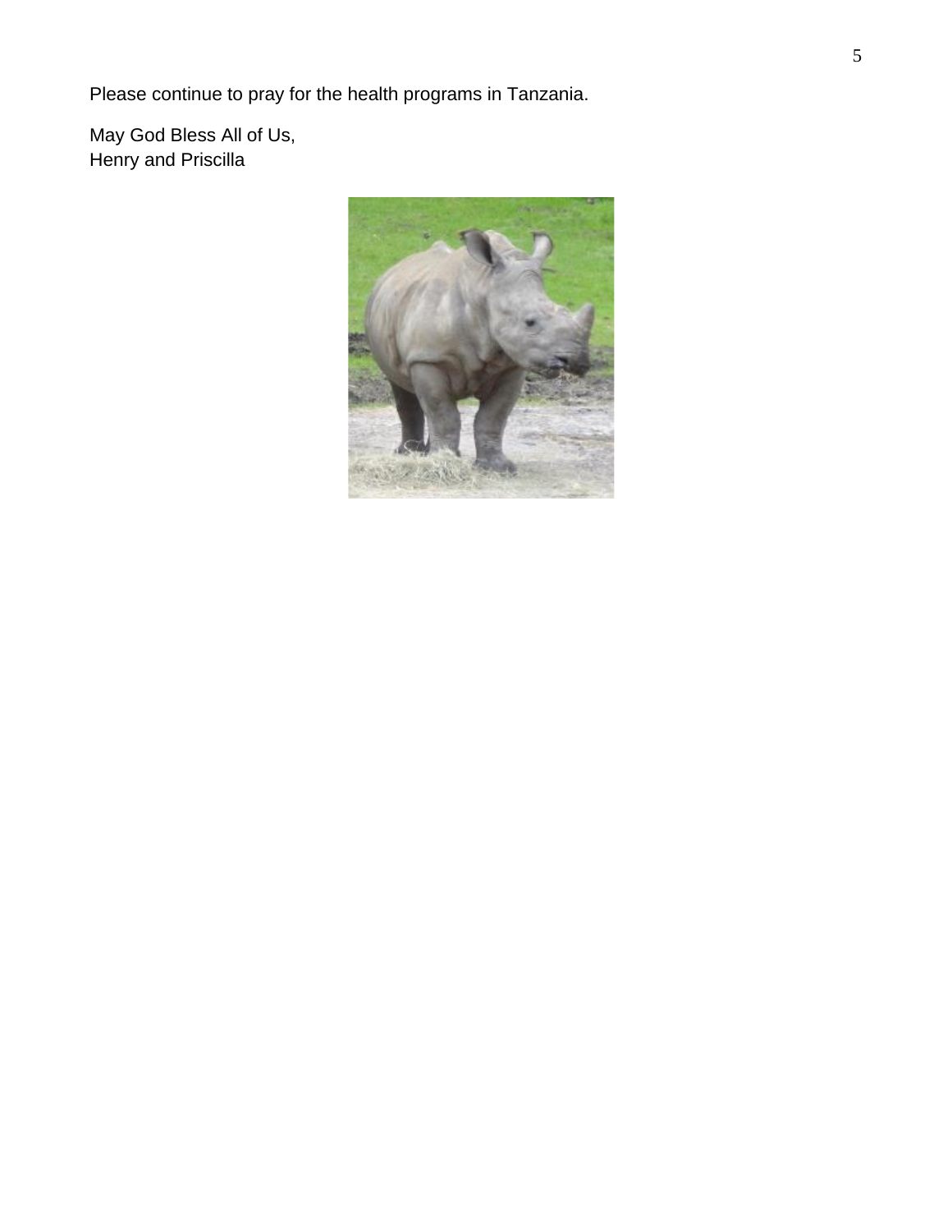Please continue to pray for the health programs in Tanzania.

May God Bless All of Us,
Henry and Priscilla